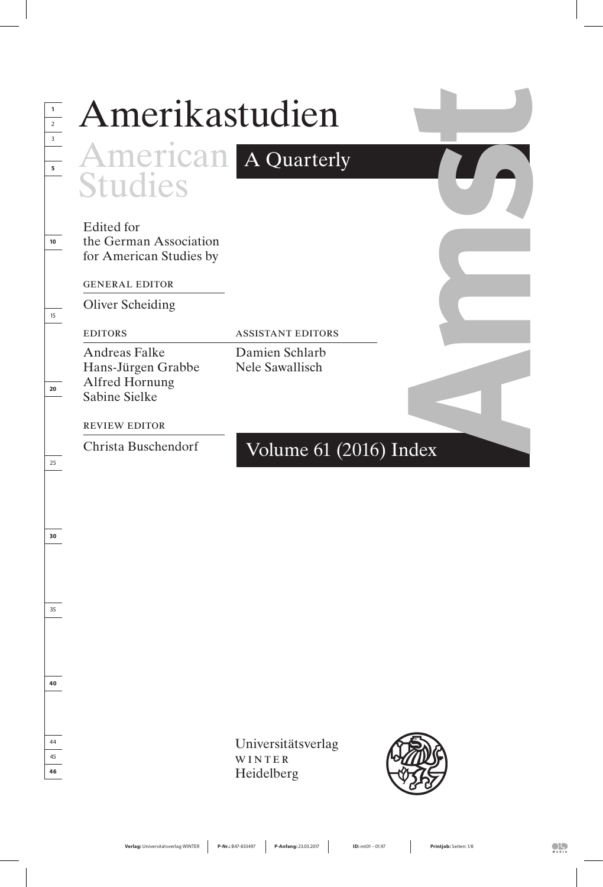# Amerikastudien

## American Studies

A Quarterly

Edited for the German Association for American Studies by

GENERAL EDITOR

Oliver Scheiding

EDITORS

Andreas Falke
Hans-Jürgen Grabbe
Alfred Hornung
Sabine Sielke

ASSISTANT EDITORS

Damien Schlarb
Nele Sawallisch

REVIEW EDITOR

Christa Buschendorf

Volume 61 (2016) Index

Universitätsverlag
WINTER
Heidelberg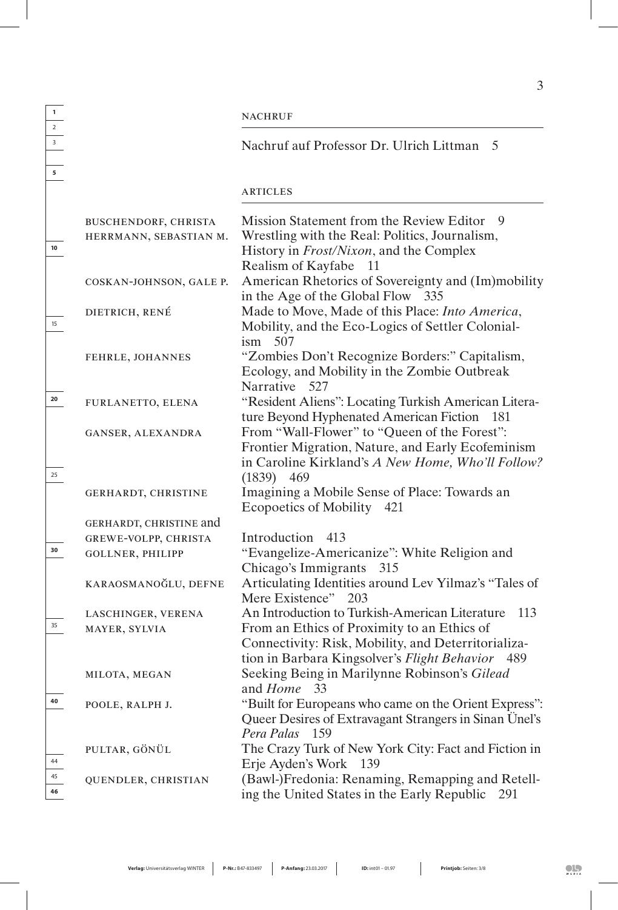## NACHRUF

Nachruf auf Professor Dr. Ulrich Littman 5

## ARTICLES

| | |
|---|---|
| BUSCHENDORF, CHRISTA | Mission Statement from the Review Editor 9 |
| HERRMANN, SEBASTIAN M. | Wrestling with the Real: Politics, Journalism, History in *Frost/Nixon*, and the Complex Realism of Kayfabe 11 |
| COSKAN-JOHNSON, GALE P. | American Rhetorics of Sovereignty and (Im)mobility in the Age of the Global Flow 335 |
| DIETRICH, RENÉ | Made to Move, Made of this Place: *Into America*, Mobility, and the Eco-Logics of Settler Colonialism 507 |
| FEHRLE, JOHANNES | "Zombies Don't Recognize Borders:" Capitalism, Ecology, and Mobility in the Zombie Outbreak Narrative 527 |
| FURLANETTO, ELENA | "Resident Aliens": Locating Turkish American Literature Beyond Hyphenated American Fiction 181 |
| GANSER, ALEXANDRA | From "Wall-Flower" to "Queen of the Forest": Frontier Migration, Nature, and Early Ecofeminism in Caroline Kirkland's *A New Home, Who'll Follow?* (1839) 469 |
| GERHARDT, CHRISTINE | Imagining a Mobile Sense of Place: Towards an Ecopoetics of Mobility 421 |
| GERHARDT, CHRISTINE and GREWE-VOLPP, CHRISTA | Introduction 413 |
| GOLLNER, PHILIPP | "Evangelize-Americanize": White Religion and Chicago's Immigrants 315 |
| KARAOSMANOĞLU, DEFNE | Articulating Identities around Lev Yilmaz's "Tales of Mere Existence" 203 |
| LASCHINGER, VERENA | An Introduction to Turkish-American Literature 113 |
| MAYER, SYLVIA | From an Ethics of Proximity to an Ethics of Connectivity: Risk, Mobility, and Deterritorialization in Barbara Kingsolver's *Flight Behavior* 489 |
| MILOTA, MEGAN | Seeking Being in Marilynne Robinson's *Gilead* and *Home* 33 |
| POOLE, RALPH J. | "Built for Europeans who came on the Orient Express": Queer Desires of Extravagant Strangers in Sinan Ünel's *Pera Palas* 159 |
| PULTAR, GÖNÜL | The Crazy Turk of New York City: Fact and Fiction in Erje Ayden's Work 139 |
| QUENDLER, CHRISTIAN | (Bawl-)Fredonia: Renaming, Remapping and Retelling the United States in the Early Republic 291 |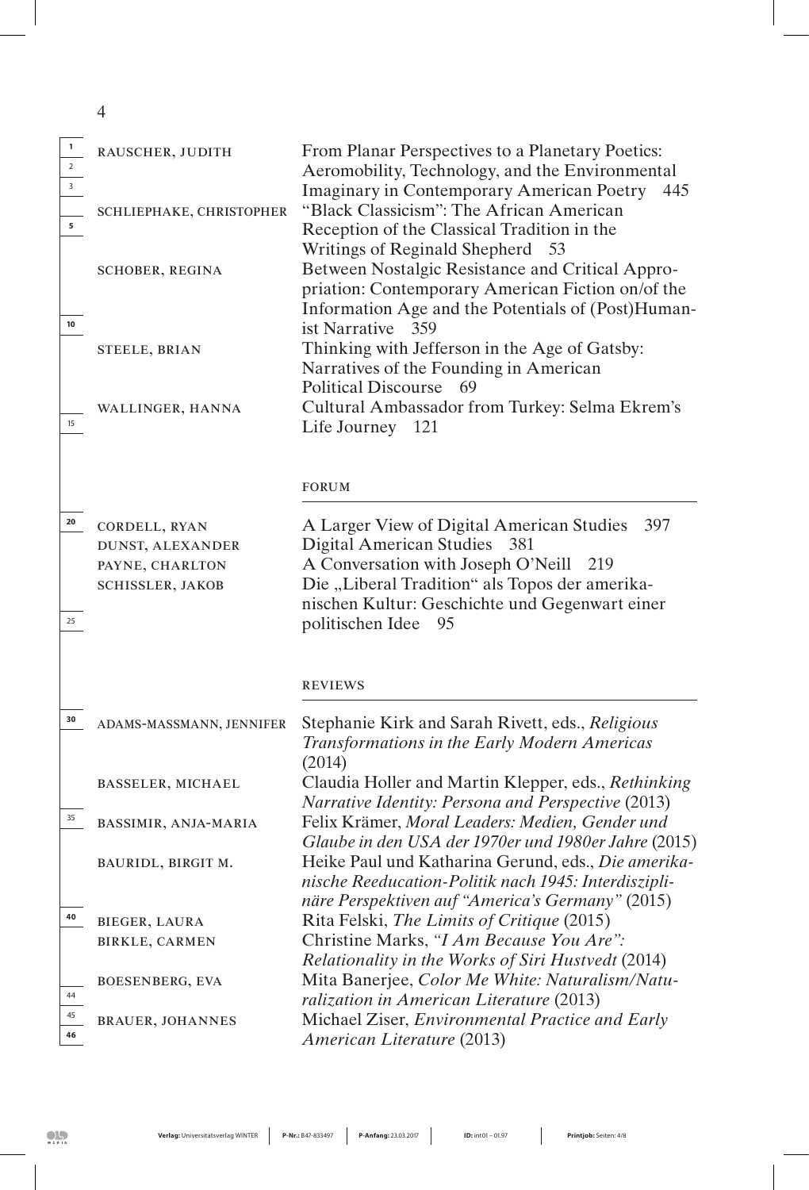RAUSCHER, JUDITH — From Planar Perspectives to a Planetary Poetics: Aeromobility, Technology, and the Environmental Imaginary in Contemporary American Poetry 445

SCHLIEPHAKE, CHRISTOPHER — "Black Classicism": The African American Reception of the Classical Tradition in the Writings of Reginald Shepherd 53

SCHOBER, REGINA — Between Nostalgic Resistance and Critical Appropriation: Contemporary American Fiction on/of the Information Age and the Potentials of (Post)Humanist Narrative 359

STEELE, BRIAN — Thinking with Jefferson in the Age of Gatsby: Narratives of the Founding in American Political Discourse 69

WALLINGER, HANNA — Cultural Ambassador from Turkey: Selma Ekrem's Life Journey 121

## FORUM

CORDELL, RYAN — A Larger View of Digital American Studies 397

DUNST, ALEXANDER — Digital American Studies 381

PAYNE, CHARLTON — A Conversation with Joseph O'Neill 219

SCHISSLER, JAKOB — Die „Liberal Tradition" als Topos der amerikanischen Kultur: Geschichte und Gegenwart einer politischen Idee 95

## REVIEWS

ADAMS-MASSMANN, JENNIFER — Stephanie Kirk and Sarah Rivett, eds., *Religious Transformations in the Early Modern Americas* (2014)

BASSELER, MICHAEL — Claudia Holler and Martin Klepper, eds., *Rethinking Narrative Identity: Persona and Perspective* (2013)

BASSIMIR, ANJA-MARIA — Felix Krämer, *Moral Leaders: Medien, Gender und Glaube in den USA der 1970er und 1980er Jahre* (2015)

BAURIDL, BIRGIT M. — Heike Paul und Katharina Gerund, eds., *Die amerikanische Reeducation-Politik nach 1945: Interdisziplinäre Perspektiven auf "America's Germany"* (2015)

BIEGER, LAURA — Rita Felski, *The Limits of Critique* (2015)

BIRKLE, CARMEN — Christine Marks, *"I Am Because You Are": Relationality in the Works of Siri Hustvedt* (2014)

BOESENBERG, EVA — Mita Banerjee, *Color Me White: Naturalism/Naturalization in American Literature* (2013)

BRAUER, JOHANNES — Michael Ziser, *Environmental Practice and Early American Literature* (2013)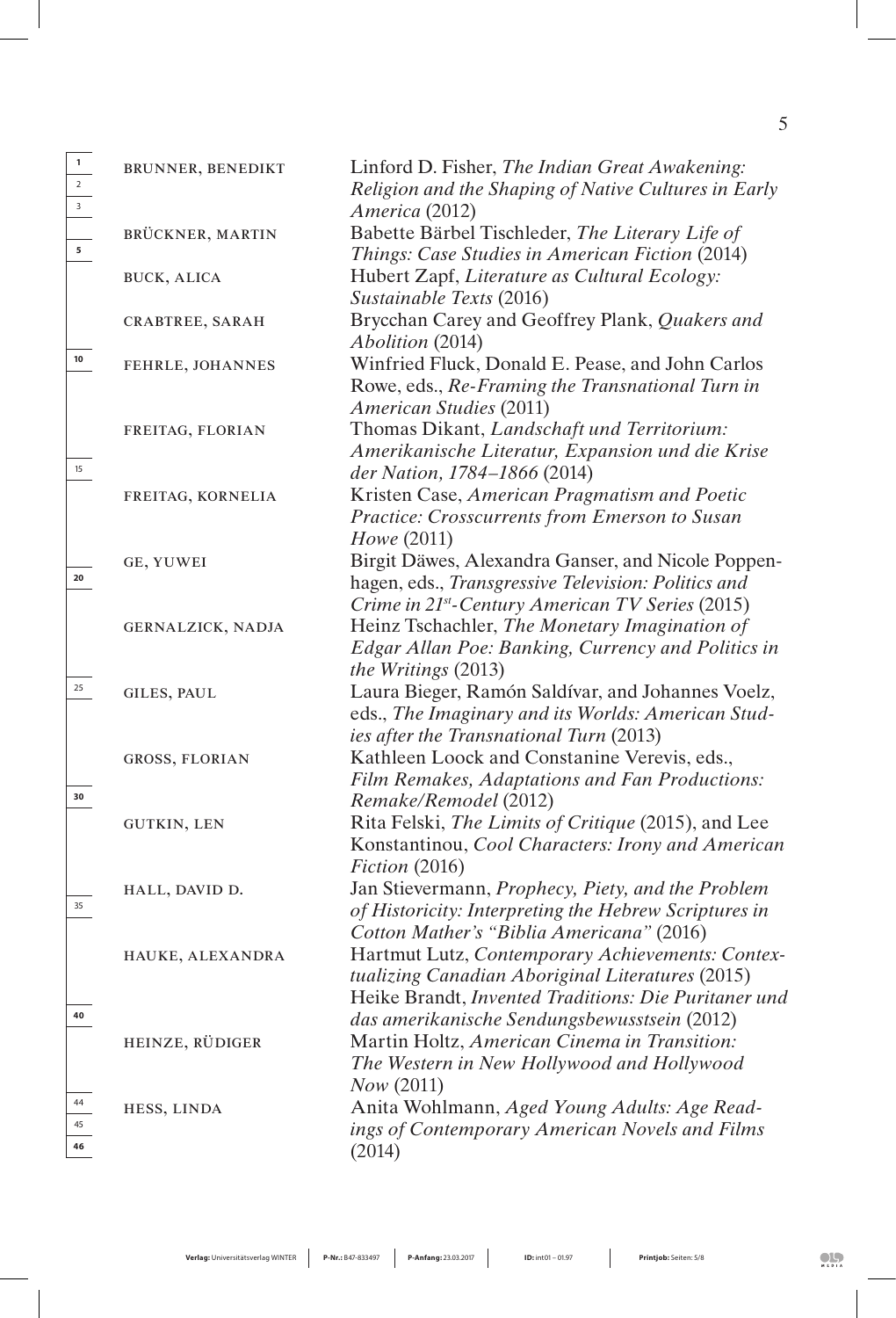| | |
|---|---|
| BRUNNER, BENEDIKT | Linford D. Fisher, *The Indian Great Awakening: Religion and the Shaping of Native Cultures in Early America* (2012) |
| BRÜCKNER, MARTIN | Babette Bärbel Tischleder, *The Literary Life of Things: Case Studies in American Fiction* (2014) |
| BUCK, ALICA | Hubert Zapf, *Literature as Cultural Ecology: Sustainable Texts* (2016) |
| CRABTREE, SARAH | Brycchan Carey and Geoffrey Plank, *Quakers and Abolition* (2014) |
| FEHRLE, JOHANNES | Winfried Fluck, Donald E. Pease, and John Carlos Rowe, eds., *Re-Framing the Transnational Turn in American Studies* (2011) |
| FREITAG, FLORIAN | Thomas Dikant, *Landschaft und Territorium: Amerikanische Literatur, Expansion und die Krise der Nation, 1784–1866* (2014) |
| FREITAG, KORNELIA | Kristen Case, *American Pragmatism and Poetic Practice: Crosscurrents from Emerson to Susan Howe* (2011) |
| GE, YUWEI | Birgit Däwes, Alexandra Ganser, and Nicole Poppenhagen, eds., *Transgressive Television: Politics and Crime in 21st-Century American TV Series* (2015) |
| GERNALZICK, NADJA | Heinz Tschachler, *The Monetary Imagination of Edgar Allan Poe: Banking, Currency and Politics in the Writings* (2013) |
| GILES, PAUL | Laura Bieger, Ramón Saldívar, and Johannes Voelz, eds., *The Imaginary and its Worlds: American Studies after the Transnational Turn* (2013) |
| GROSS, FLORIAN | Kathleen Loock and Constanine Verevis, eds., *Film Remakes, Adaptations and Fan Productions: Remake/Remodel* (2012) |
| GUTKIN, LEN | Rita Felski, *The Limits of Critique* (2015), and Lee Konstantinou, *Cool Characters: Irony and American Fiction* (2016) |
| HALL, DAVID D. | Jan Stievermann, *Prophecy, Piety, and the Problem of Historicity: Interpreting the Hebrew Scriptures in Cotton Mather's "Biblia Americana"* (2016) |
| HAUKE, ALEXANDRA | Hartmut Lutz, *Contemporary Achievements: Contextualizing Canadian Aboriginal Literatures* (2015)<br>Heike Brandt, *Invented Traditions: Die Puritaner und das amerikanische Sendungsbewusstsein* (2012) |
| HEINZE, RÜDIGER | Martin Holtz, *American Cinema in Transition: The Western in New Hollywood and Hollywood Now* (2011) |
| HESS, LINDA | Anita Wohlmann, *Aged Young Adults: Age Readings of Contemporary American Novels and Films* (2014) |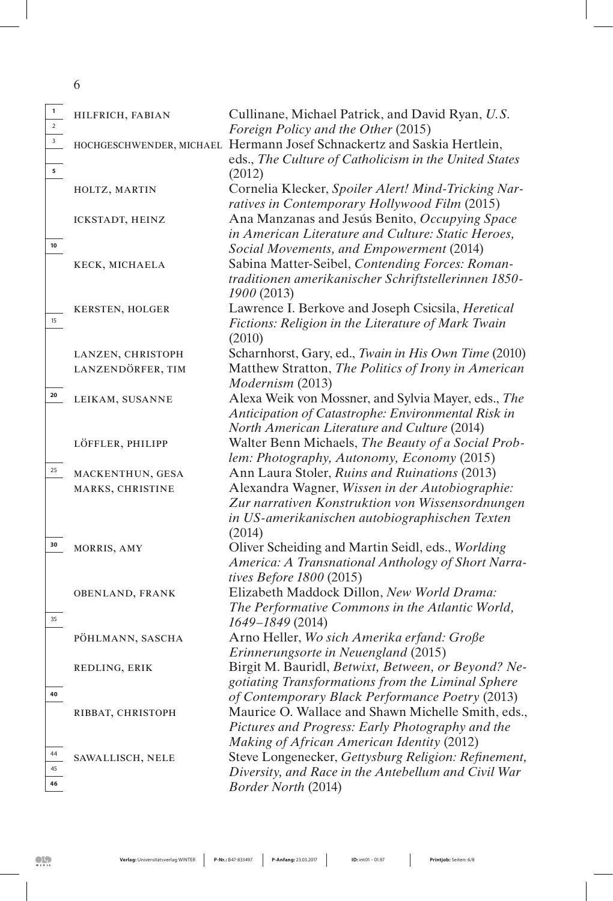| | |
|---|---|
| HILFRICH, FABIAN | Cullinane, Michael Patrick, and David Ryan, *U.S. Foreign Policy and the Other* (2015) |
| HOCHGESCHWENDER, MICHAEL | Hermann Josef Schnackertz and Saskia Hertlein, eds., *The Culture of Catholicism in the United States* (2012) |
| HOLTZ, MARTIN | Cornelia Klecker, *Spoiler Alert! Mind-Tricking Narratives in Contemporary Hollywood Film* (2015) |
| ICKSTADT, HEINZ | Ana Manzanas and Jesús Benito, *Occupying Space in American Literature and Culture: Static Heroes, Social Movements, and Empowerment* (2014) |
| KECK, MICHAELA | Sabina Matter-Seibel, *Contending Forces: Romantraditionen amerikanischer Schriftstellerinnen 1850-1900* (2013) |
| KERSTEN, HOLGER | Lawrence I. Berkove and Joseph Csicsila, *Heretical Fictions: Religion in the Literature of Mark Twain* (2010) |
| LANZEN, CHRISTOPH | Scharnhorst, Gary, ed., *Twain in His Own Time* (2010) |
| LANZENDÖRFER, TIM | Matthew Stratton, *The Politics of Irony in American Modernism* (2013) |
| LEIKAM, SUSANNE | Alexa Weik von Mossner, and Sylvia Mayer, eds., *The Anticipation of Catastrophe: Environmental Risk in North American Literature and Culture* (2014) |
| LÖFFLER, PHILIPP | Walter Benn Michaels, *The Beauty of a Social Problem: Photography, Autonomy, Economy* (2015) |
| MACKENTHUN, GESA | Ann Laura Stoler, *Ruins and Ruinations* (2013) |
| MARKS, CHRISTINE | Alexandra Wagner, *Wissen in der Autobiographie: Zur narrativen Konstruktion von Wissensordnungen in US-amerikanischen autobiographischen Texten* (2014) |
| MORRIS, AMY | Oliver Scheiding and Martin Seidl, eds., *Worlding America: A Transnational Anthology of Short Narratives Before 1800* (2015) |
| OBENLAND, FRANK | Elizabeth Maddock Dillon, *New World Drama: The Performative Commons in the Atlantic World, 1649–1849* (2014) |
| PÖHLMANN, SASCHA | Arno Heller, *Wo sich Amerika erfand: Große Erinnerungsorte in Neuengland* (2015) |
| REDLING, ERIK | Birgit M. Bauridl, *Betwixt, Between, or Beyond? Negotiating Transformations from the Liminal Sphere of Contemporary Black Performance Poetry* (2013) |
| RIBBAT, CHRISTOPH | Maurice O. Wallace and Shawn Michelle Smith, eds., *Pictures and Progress: Early Photography and the Making of African American Identity* (2012) |
| SAWALLISCH, NELE | Steve Longenecker, *Gettysburg Religion: Refinement, Diversity, and Race in the Antebellum and Civil War Border North* (2014) |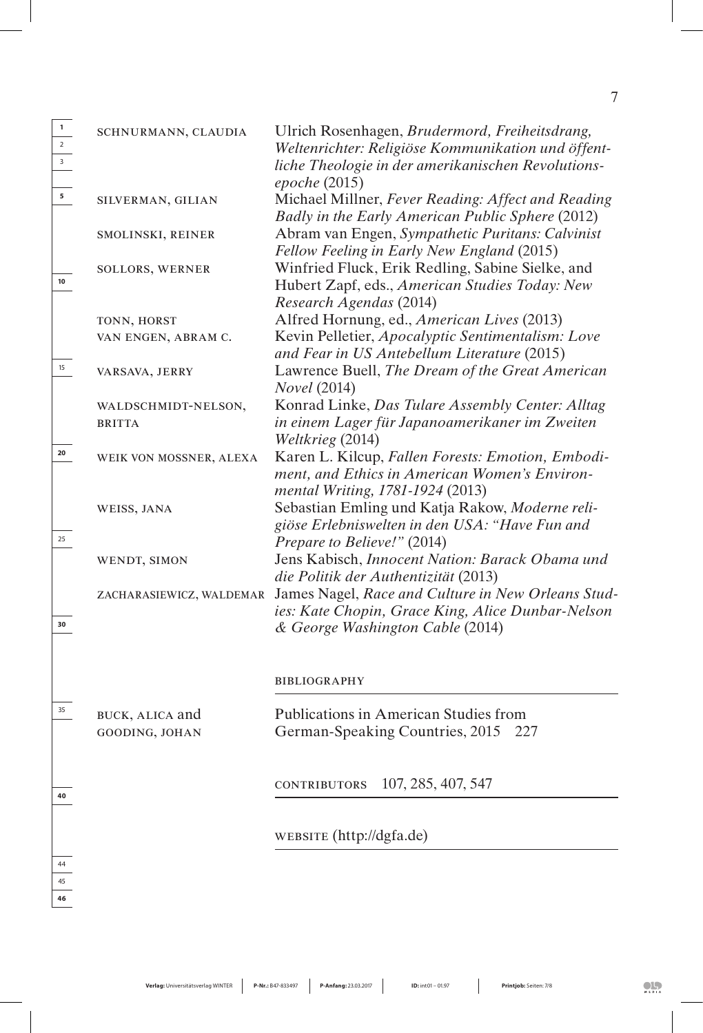| | |
|---|---|
| SCHNURMANN, CLAUDIA | Ulrich Rosenhagen, *Brudermord, Freiheitsdrang, Weltenrichter: Religiöse Kommunikation und öffentliche Theologie in der amerikanischen Revolutionsepoche* (2015) |
| SILVERMAN, GILIAN | Michael Millner, *Fever Reading: Affect and Reading Badly in the Early American Public Sphere* (2012) |
| SMOLINSKI, REINER | Abram van Engen, *Sympathetic Puritans: Calvinist Fellow Feeling in Early New England* (2015) |
| SOLLORS, WERNER | Winfried Fluck, Erik Redling, Sabine Sielke, and Hubert Zapf, eds., *American Studies Today: New Research Agendas* (2014) |
| TONN, HORST | Alfred Hornung, ed., *American Lives* (2013) |
| VAN ENGEN, ABRAM C. | Kevin Pelletier, *Apocalyptic Sentimentalism: Love and Fear in US Antebellum Literature* (2015) |
| VARSAVA, JERRY | Lawrence Buell, *The Dream of the Great American Novel* (2014) |
| WALDSCHMIDT-NELSON, BRITTA | Konrad Linke, *Das Tulare Assembly Center: Alltag in einem Lager für Japanoamerikaner im Zweiten Weltkrieg* (2014) |
| WEIK VON MOSSNER, ALEXA | Karen L. Kilcup, *Fallen Forests: Emotion, Embodiment, and Ethics in American Women's Environmental Writing, 1781-1924* (2013) |
| WEISS, JANA | Sebastian Emling und Katja Rakow, *Moderne religiöse Erlebniswelten in den USA: "Have Fun and Prepare to Believe!"* (2014) |
| WENDT, SIMON | Jens Kabisch, *Innocent Nation: Barack Obama und die Politik der Authentizität* (2013) |
| ZACHARASIEWICZ, WALDEMAR | James Nagel, *Race and Culture in New Orleans Stories: Kate Chopin, Grace King, Alice Dunbar-Nelson & George Washington Cable* (2014) |

## BIBLIOGRAPHY

| | |
|---|---|
| BUCK, ALICA and GOODING, JOHAN | Publications in American Studies from German-Speaking Countries, 2015 227 |

## CONTRIBUTORS 107, 285, 407, 547

## WEBSITE (http://dgfa.de)